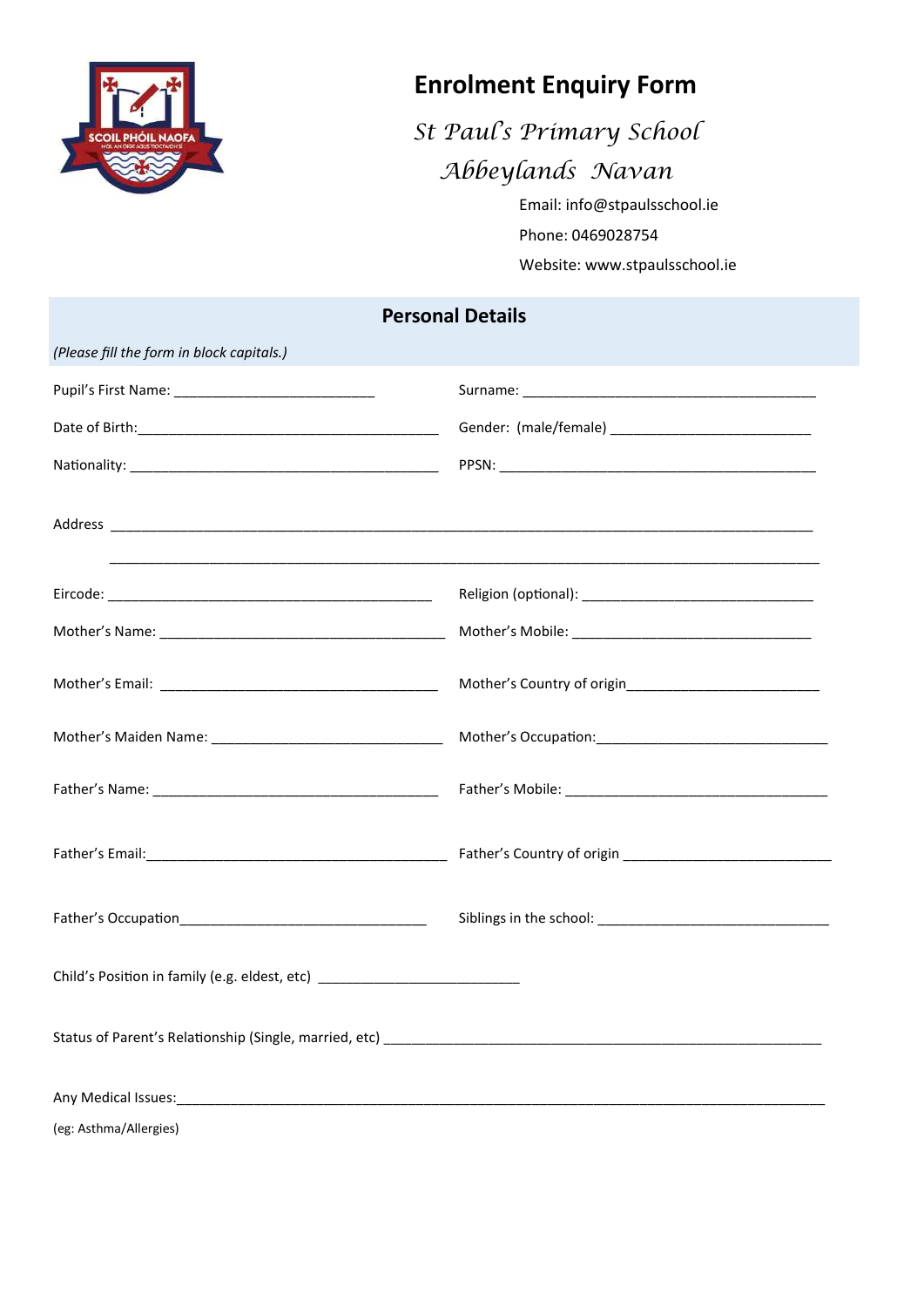# Enrolment Enquiry Form

*St Paul's Primary School*
*Abbeylands Navan*

Email: info@stpaulsschool.ie

Phone: 0469028754

Website: www.stpaulsschool.ie

## Personal Details

*(Please fill the form in block capitals.)*

Pupil's First Name: ___________________________ Surname: ________________________________________

Date of Birth:_________________________________________ Gender: (male/female) ___________________________

Nationality: __________________________________________ PPSN: ___________________________________________

Address ______________________________________________________________________________________________

______________________________________________________________________________________________

Eircode: ____________________________________________ Religion (optional): ________________________________

Mother's Name: _______________________________________ Mother's Mobile: ________________________________

Mother's Email: _____________________________________ Mother's Country of origin__________________________

Mother's Maiden Name: _______________________________ Mother's Occupation:_______________________________

Father's Name: _______________________________________ Father's Mobile: ___________________________________

Father's Email:_________________________________________ Father's Country of origin ____________________________

Father's Occupation_________________________________ Siblings in the school: ______________________________

Child's Position in family (e.g. eldest, etc) ___________________________

Status of Parent's Relationship (Single, married, etc) ____________________________________________________________

Any Medical Issues:______________________________________________________________________________________

(eg: Asthma/Allergies)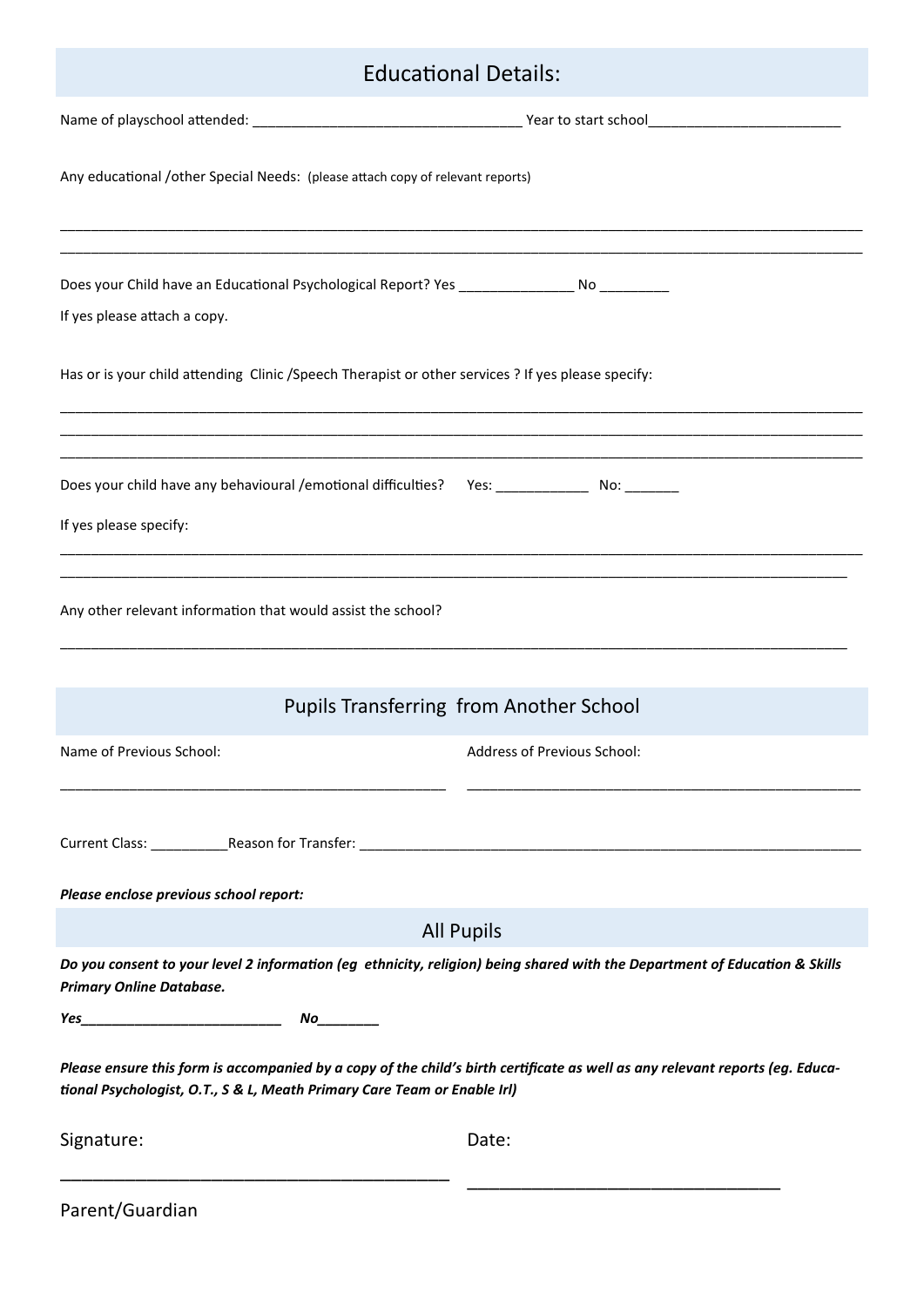## Educational Details:

Name of playschool attended: ___________________________________ Year to start school_________________________

Any educational /other Special Needs: (please attach copy of relevant reports)

_______________________________________________________________________________________________________

_______________________________________________________________________________________________________

Does your Child have an Educational Psychological Report? Yes _______________ No _________

If yes please attach a copy.

Has or is your child attending Clinic /Speech Therapist or other services ? If yes please specify:

_______________________________________________________________________________________________________

_______________________________________________________________________________________________________

_______________________________________________________________________________________________________

Does your child have any behavioural /emotional difficulties? Yes: ____________ No: _______

If yes please specify:

_______________________________________________________________________________________________________

_______________________________________________________________________________________________________

Any other relevant information that would assist the school?

_______________________________________________________________________________________________________

## Pupils Transferring from Another School

Name of Previous School: _________________________________________________

Address of Previous School: _________________________________________________

Current Class: __________Reason for Transfer: ____________________________________________________________________

***Please enclose previous school report:***

## All Pupils

***Do you consent to your level 2 information (eg ethnicity, religion) being shared with the Department of Education & Skills Primary Online Database.***

***Yes__________________________ No________***

***Please ensure this form is accompanied by a copy of the child's birth certificate as well as any relevant reports (eg. Educational Psychologist, O.T., S & L, Meath Primary Care Team or Enable Irl)***

Signature: ___________________________________________

Date: __________________________________

Parent/Guardian